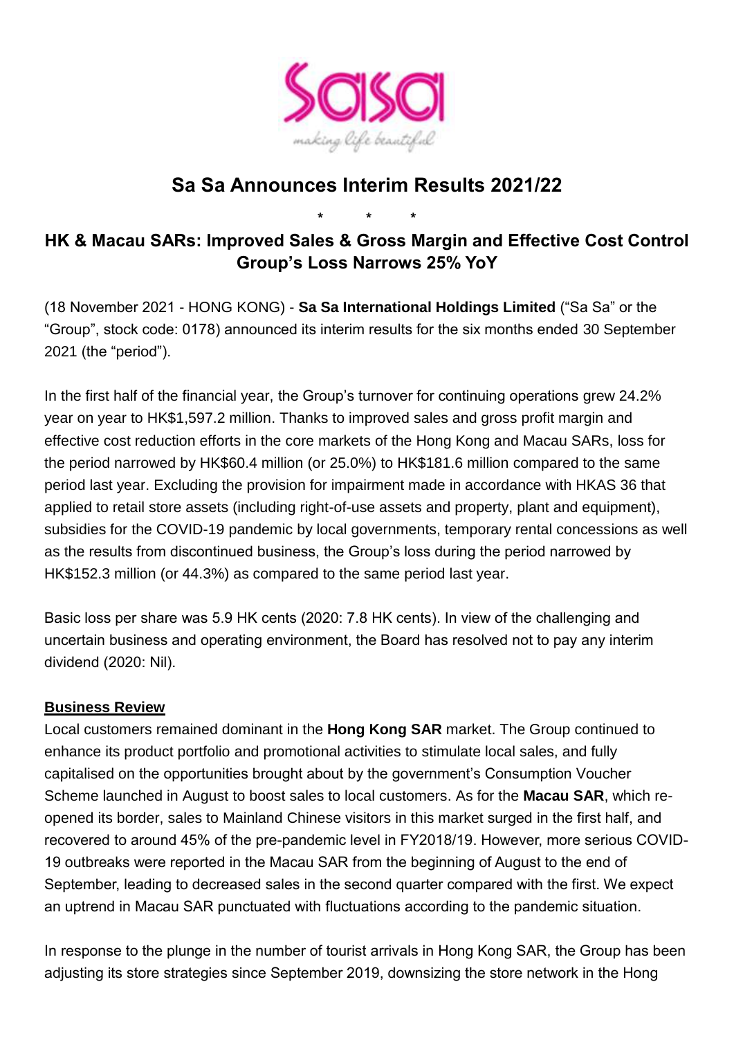# Sa Sa Announces Interim Results 2021/22

\* \* \*

## HK & Macau SARs: Improved Sales & Gross Margin and Effective Cost Control Group's Loss Narrows 25% YoY

(18 November 2021 - HONG KONG) - **Sa Sa International Holdings Limited** ("Sa Sa" or the "Group", stock code: 0178) announced its interim results for the six months ended 30 September 2021 (the "period").

In the first half of the financial year, the Group's turnover for continuing operations grew 24.2% year on year to HK$1,597.2 million. Thanks to improved sales and gross profit margin and effective cost reduction efforts in the core markets of the Hong Kong and Macau SARs, loss for the period narrowed by HK$60.4 million (or 25.0%) to HK$181.6 million compared to the same period last year. Excluding the provision for impairment made in accordance with HKAS 36 that applied to retail store assets (including right-of-use assets and property, plant and equipment), subsidies for the COVID-19 pandemic by local governments, temporary rental concessions as well as the results from discontinued business, the Group's loss during the period narrowed by HK$152.3 million (or 44.3%) as compared to the same period last year.

Basic loss per share was 5.9 HK cents (2020: 7.8 HK cents). In view of the challenging and uncertain business and operating environment, the Board has resolved not to pay any interim dividend (2020: Nil).

**Business Review**

Local customers remained dominant in the **Hong Kong SAR** market. The Group continued to enhance its product portfolio and promotional activities to stimulate local sales, and fully capitalised on the opportunities brought about by the government's Consumption Voucher Scheme launched in August to boost sales to local customers. As for the **Macau SAR**, which re-opened its border, sales to Mainland Chinese visitors in this market surged in the first half, and recovered to around 45% of the pre-pandemic level in FY2018/19. However, more serious COVID-19 outbreaks were reported in the Macau SAR from the beginning of August to the end of September, leading to decreased sales in the second quarter compared with the first. We expect an uptrend in Macau SAR punctuated with fluctuations according to the pandemic situation.

In response to the plunge in the number of tourist arrivals in Hong Kong SAR, the Group has been adjusting its store strategies since September 2019, downsizing the store network in the Hong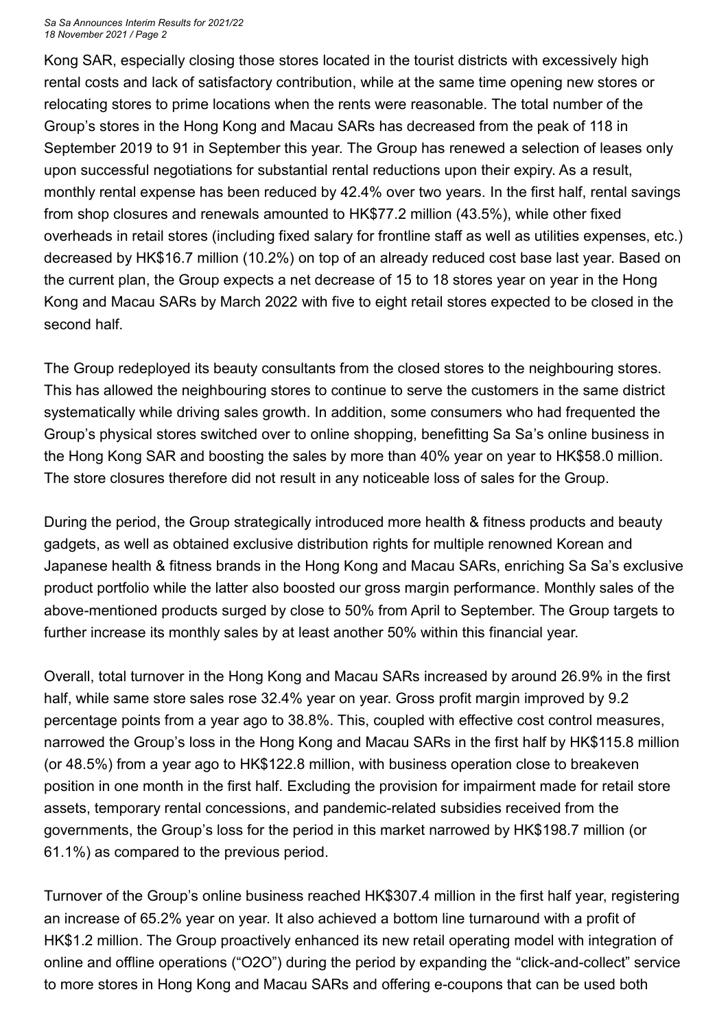Kong SAR, especially closing those stores located in the tourist districts with excessively high rental costs and lack of satisfactory contribution, while at the same time opening new stores or relocating stores to prime locations when the rents were reasonable. The total number of the Group's stores in the Hong Kong and Macau SARs has decreased from the peak of 118 in September 2019 to 91 in September this year. The Group has renewed a selection of leases only upon successful negotiations for substantial rental reductions upon their expiry. As a result, monthly rental expense has been reduced by 42.4% over two years. In the first half, rental savings from shop closures and renewals amounted to HK$77.2 million (43.5%), while other fixed overheads in retail stores (including fixed salary for frontline staff as well as utilities expenses, etc.) decreased by HK$16.7 million (10.2%) on top of an already reduced cost base last year. Based on the current plan, the Group expects a net decrease of 15 to 18 stores year on year in the Hong Kong and Macau SARs by March 2022 with five to eight retail stores expected to be closed in the second half.

The Group redeployed its beauty consultants from the closed stores to the neighbouring stores. This has allowed the neighbouring stores to continue to serve the customers in the same district systematically while driving sales growth. In addition, some consumers who had frequented the Group's physical stores switched over to online shopping, benefitting Sa Sa's online business in the Hong Kong SAR and boosting the sales by more than 40% year on year to HK$58.0 million. The store closures therefore did not result in any noticeable loss of sales for the Group.

During the period, the Group strategically introduced more health & fitness products and beauty gadgets, as well as obtained exclusive distribution rights for multiple renowned Korean and Japanese health & fitness brands in the Hong Kong and Macau SARs, enriching Sa Sa's exclusive product portfolio while the latter also boosted our gross margin performance. Monthly sales of the above-mentioned products surged by close to 50% from April to September. The Group targets to further increase its monthly sales by at least another 50% within this financial year.

Overall, total turnover in the Hong Kong and Macau SARs increased by around 26.9% in the first half, while same store sales rose 32.4% year on year. Gross profit margin improved by 9.2 percentage points from a year ago to 38.8%. This, coupled with effective cost control measures, narrowed the Group's loss in the Hong Kong and Macau SARs in the first half by HK$115.8 million (or 48.5%) from a year ago to HK$122.8 million, with business operation close to breakeven position in one month in the first half. Excluding the provision for impairment made for retail store assets, temporary rental concessions, and pandemic-related subsidies received from the governments, the Group's loss for the period in this market narrowed by HK$198.7 million (or 61.1%) as compared to the previous period.

Turnover of the Group's online business reached HK$307.4 million in the first half year, registering an increase of 65.2% year on year. It also achieved a bottom line turnaround with a profit of HK$1.2 million. The Group proactively enhanced its new retail operating model with integration of online and offline operations ("O2O") during the period by expanding the "click-and-collect" service to more stores in Hong Kong and Macau SARs and offering e-coupons that can be used both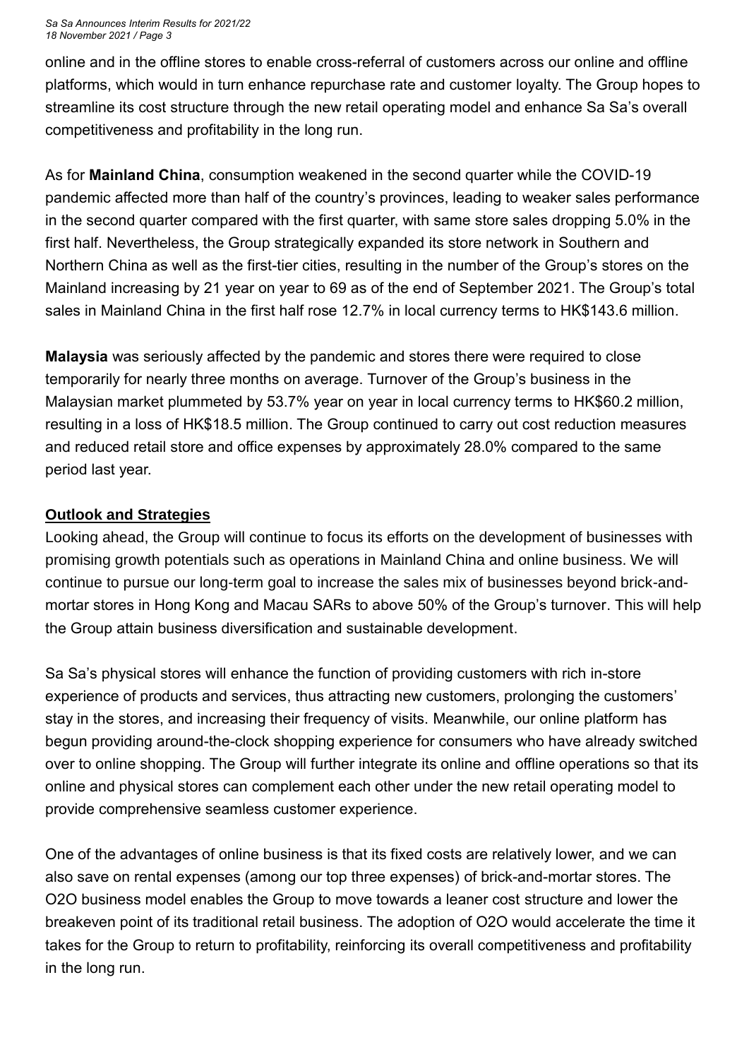online and in the offline stores to enable cross-referral of customers across our online and offline platforms, which would in turn enhance repurchase rate and customer loyalty. The Group hopes to streamline its cost structure through the new retail operating model and enhance Sa Sa's overall competitiveness and profitability in the long run.

As for **Mainland China**, consumption weakened in the second quarter while the COVID-19 pandemic affected more than half of the country's provinces, leading to weaker sales performance in the second quarter compared with the first quarter, with same store sales dropping 5.0% in the first half. Nevertheless, the Group strategically expanded its store network in Southern and Northern China as well as the first-tier cities, resulting in the number of the Group's stores on the Mainland increasing by 21 year on year to 69 as of the end of September 2021. The Group's total sales in Mainland China in the first half rose 12.7% in local currency terms to HK$143.6 million.

**Malaysia** was seriously affected by the pandemic and stores there were required to close temporarily for nearly three months on average. Turnover of the Group's business in the Malaysian market plummeted by 53.7% year on year in local currency terms to HK$60.2 million, resulting in a loss of HK$18.5 million. The Group continued to carry out cost reduction measures and reduced retail store and office expenses by approximately 28.0% compared to the same period last year.

## Outlook and Strategies

Looking ahead, the Group will continue to focus its efforts on the development of businesses with promising growth potentials such as operations in Mainland China and online business. We will continue to pursue our long-term goal to increase the sales mix of businesses beyond brick-and-mortar stores in Hong Kong and Macau SARs to above 50% of the Group's turnover. This will help the Group attain business diversification and sustainable development.

Sa Sa's physical stores will enhance the function of providing customers with rich in-store experience of products and services, thus attracting new customers, prolonging the customers' stay in the stores, and increasing their frequency of visits. Meanwhile, our online platform has begun providing around-the-clock shopping experience for consumers who have already switched over to online shopping. The Group will further integrate its online and offline operations so that its online and physical stores can complement each other under the new retail operating model to provide comprehensive seamless customer experience.

One of the advantages of online business is that its fixed costs are relatively lower, and we can also save on rental expenses (among our top three expenses) of brick-and-mortar stores. The O2O business model enables the Group to move towards a leaner cost structure and lower the breakeven point of its traditional retail business. The adoption of O2O would accelerate the time it takes for the Group to return to profitability, reinforcing its overall competitiveness and profitability in the long run.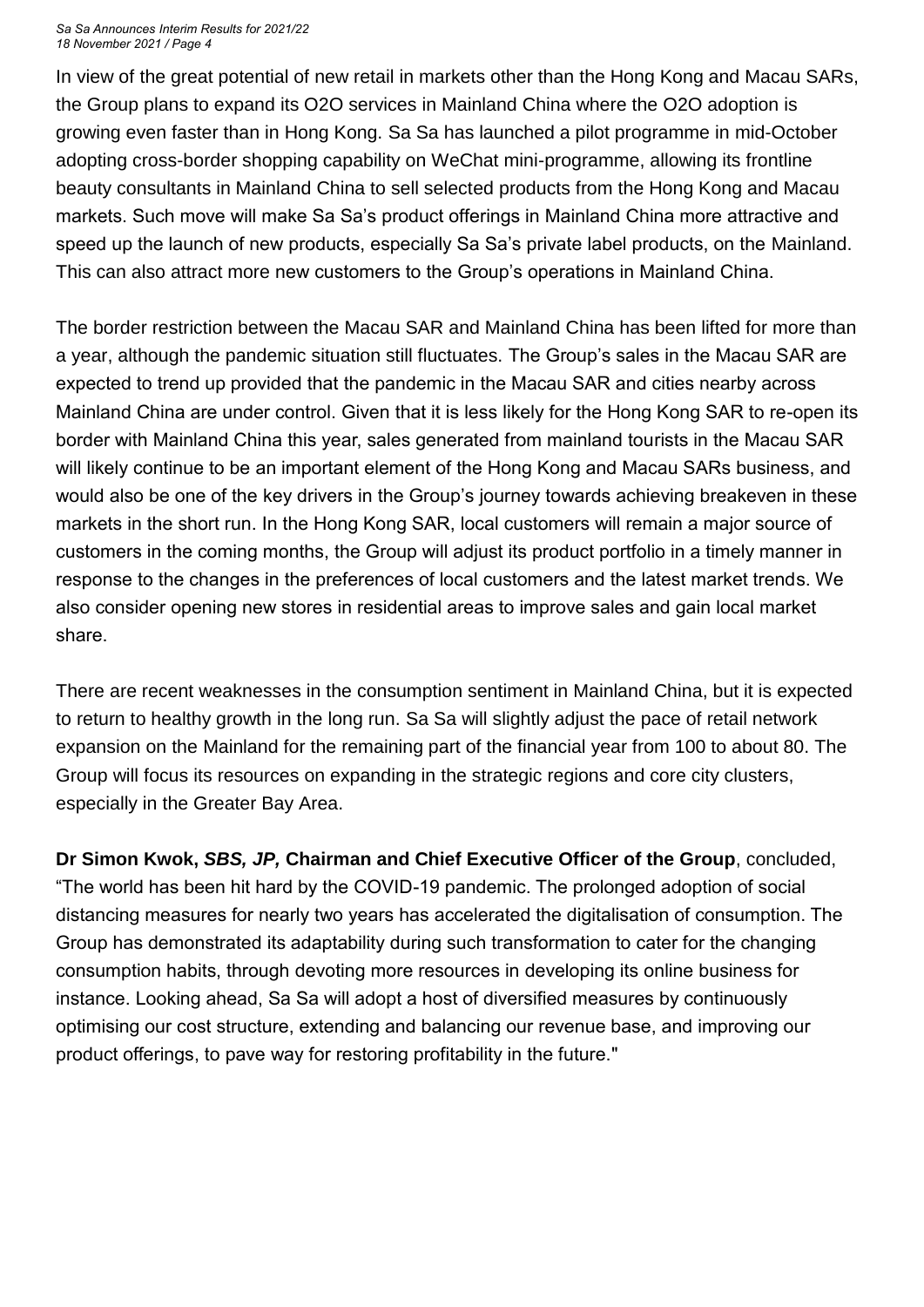In view of the great potential of new retail in markets other than the Hong Kong and Macau SARs, the Group plans to expand its O2O services in Mainland China where the O2O adoption is growing even faster than in Hong Kong. Sa Sa has launched a pilot programme in mid-October adopting cross-border shopping capability on WeChat mini-programme, allowing its frontline beauty consultants in Mainland China to sell selected products from the Hong Kong and Macau markets. Such move will make Sa Sa's product offerings in Mainland China more attractive and speed up the launch of new products, especially Sa Sa's private label products, on the Mainland. This can also attract more new customers to the Group's operations in Mainland China.

The border restriction between the Macau SAR and Mainland China has been lifted for more than a year, although the pandemic situation still fluctuates. The Group's sales in the Macau SAR are expected to trend up provided that the pandemic in the Macau SAR and cities nearby across Mainland China are under control. Given that it is less likely for the Hong Kong SAR to re-open its border with Mainland China this year, sales generated from mainland tourists in the Macau SAR will likely continue to be an important element of the Hong Kong and Macau SARs business, and would also be one of the key drivers in the Group's journey towards achieving breakeven in these markets in the short run. In the Hong Kong SAR, local customers will remain a major source of customers in the coming months, the Group will adjust its product portfolio in a timely manner in response to the changes in the preferences of local customers and the latest market trends. We also consider opening new stores in residential areas to improve sales and gain local market share.

There are recent weaknesses in the consumption sentiment in Mainland China, but it is expected to return to healthy growth in the long run. Sa Sa will slightly adjust the pace of retail network expansion on the Mainland for the remaining part of the financial year from 100 to about 80. The Group will focus its resources on expanding in the strategic regions and core city clusters, especially in the Greater Bay Area.

**Dr Simon Kwok, *SBS, JP,* Chairman and Chief Executive Officer of the Group**, concluded, "The world has been hit hard by the COVID-19 pandemic. The prolonged adoption of social distancing measures for nearly two years has accelerated the digitalisation of consumption. The Group has demonstrated its adaptability during such transformation to cater for the changing consumption habits, through devoting more resources in developing its online business for instance. Looking ahead, Sa Sa will adopt a host of diversified measures by continuously optimising our cost structure, extending and balancing our revenue base, and improving our product offerings, to pave way for restoring profitability in the future."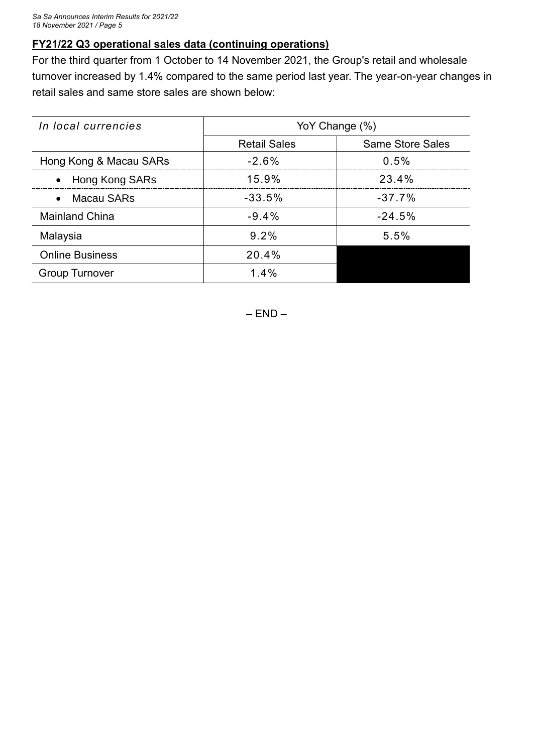## FY21/22 Q3 operational sales data (continuing operations)

For the third quarter from 1 October to 14 November 2021, the Group's retail and wholesale turnover increased by 1.4% compared to the same period last year. The year-on-year changes in retail sales and same store sales are shown below:

| *In local currencies* | YoY Change (%) | |
|---|---|---|
| | Retail Sales | Same Store Sales |
| Hong Kong & Macau SARs | -2.6% | 0.5% |
| • Hong Kong SARs | 15.9% | 23.4% |
| • Macau SARs | -33.5% | -37.7% |
| Mainland China | -9.4% | -24.5% |
| Malaysia | 9.2% | 5.5% |
| Online Business | 20.4% | |
| Group Turnover | 1.4% | |

– END –